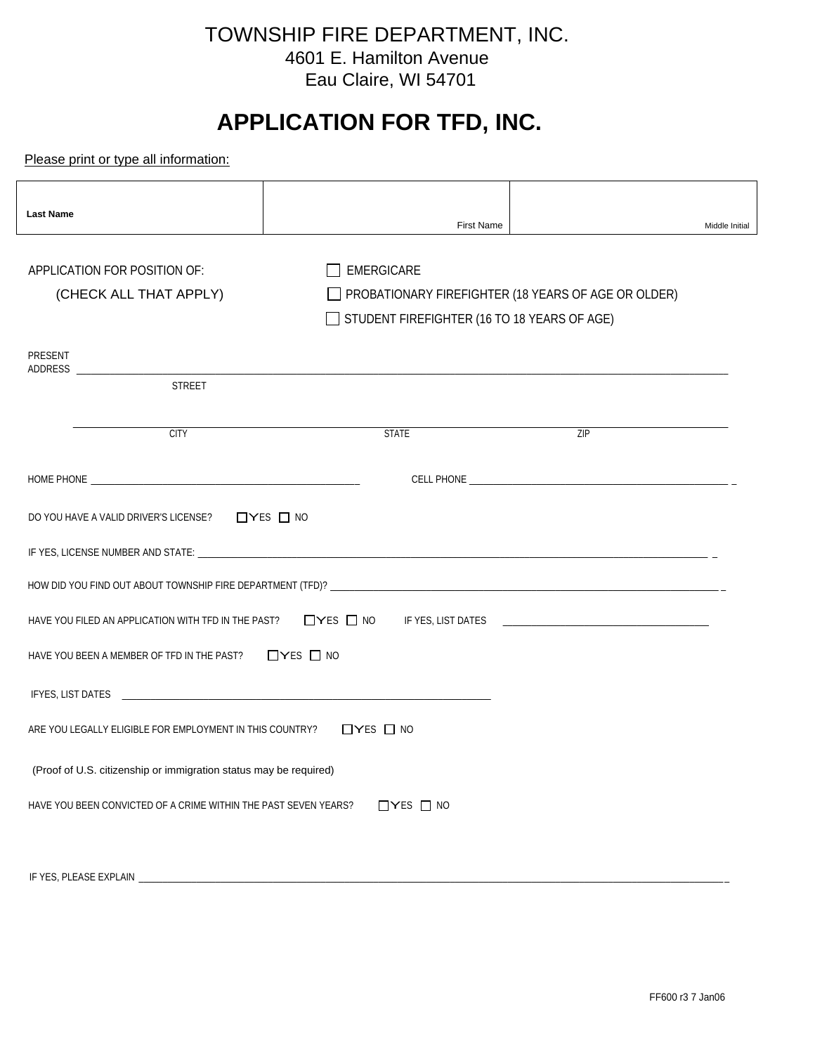# TOWNSHIP FIRE DEPARTMENT, INC.

4601 E. Hamilton Avenue
Eau Claire, WI 54701

## APPLICATION FOR TFD, INC.

Please print or type all information:

| Last Name | First Name | Middle Initial |
|---|---|---|
| | | |

APPLICATION FOR POSITION OF: (CHECK ALL THAT APPLY)

☐ EMERGICARE

☐ PROBATIONARY FIREFIGHTER (18 YEARS OF AGE OR OLDER)

☐ STUDENT FIREFIGHTER (16 TO 18 YEARS OF AGE)

PRESENT ADDRESS ______________________________________________
STREET

______________________________________________
CITY STATE ZIP

HOME PHONE ______________________ CELL PHONE ______________________

DO YOU HAVE A VALID DRIVER'S LICENSE? ☐ YES ☐ NO

IF YES, LICENSE NUMBER AND STATE: ______________________________________________

HOW DID YOU FIND OUT ABOUT TOWNSHIP FIRE DEPARTMENT (TFD)? ______________________________________________

HAVE YOU FILED AN APPLICATION WITH TFD IN THE PAST? ☐ YES ☐ NO IF YES, LIST DATES ______________________

HAVE YOU BEEN A MEMBER OF TFD IN THE PAST? ☐ YES ☐ NO

IFYES, LIST DATES ______________________________________________

ARE YOU LEGALLY ELIGIBLE FOR EMPLOYMENT IN THIS COUNTRY? ☐ YES ☐ NO

(Proof of U.S. citizenship or immigration status may be required)

HAVE YOU BEEN CONVICTED OF A CRIME WITHIN THE PAST SEVEN YEARS? ☐ YES ☐ NO

IF YES, PLEASE EXPLAIN ______________________________________________

FF600 r3 7 Jan06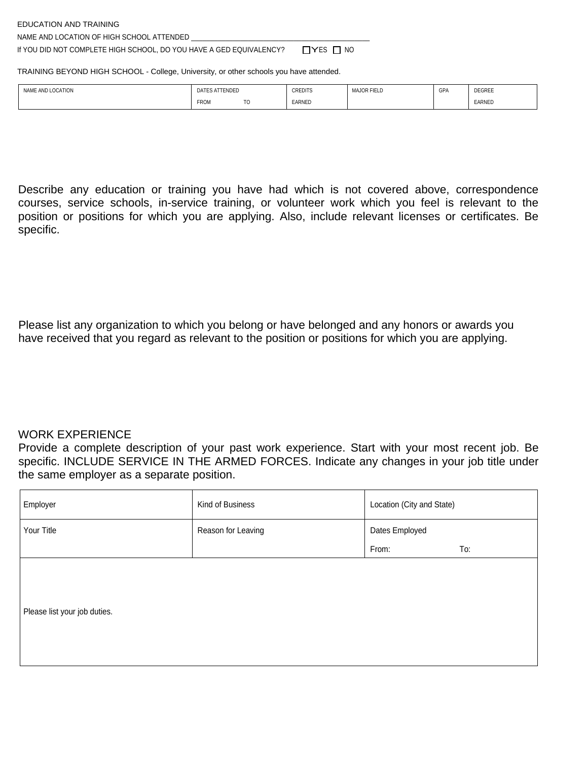EDUCATION AND TRAINING

NAME AND LOCATION OF HIGH SCHOOL ATTENDED ___________________________________________

If YOU DID NOT COMPLETE HIGH SCHOOL, DO YOU HAVE A GED EQUIVALENCY? ☐ YES ☐ NO

TRAINING BEYOND HIGH SCHOOL - College, University, or other schools you have attended.

| NAME AND LOCATION | DATES ATTENDED FROM TO | CREDITS EARNED | MAJOR FIELD | GPA | DEGREE EARNED |
| --- | --- | --- | --- | --- | --- |

Describe any education or training you have had which is not covered above, correspondence courses, service schools, in-service training, or volunteer work which you feel is relevant to the position or positions for which you are applying. Also, include relevant licenses or certificates. Be specific.

Please list any organization to which you belong or have belonged and any honors or awards you have received that you regard as relevant to the position or positions for which you are applying.

WORK EXPERIENCE

Provide a complete description of your past work experience. Start with your most recent job. Be specific. INCLUDE SERVICE IN THE ARMED FORCES. Indicate any changes in your job title under the same employer as a separate position.

| Employer | Kind of Business | Location (City and State) |
| --- | --- | --- |
| Your Title | Reason for Leaving | Dates Employed<br>From: To: |
| Please list your job duties. | | |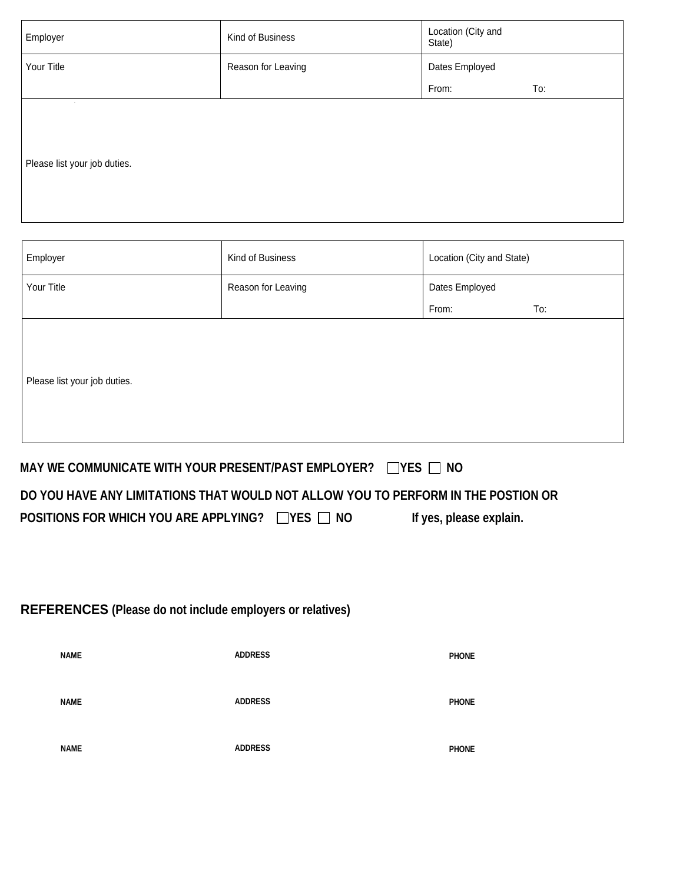| Employer | Kind of Business | Location (City and State) |
| --- | --- | --- |
| Your Title | Reason for Leaving | Dates Employed<br>From: To: |
| Please list your job duties. | | |

| Employer | Kind of Business | Location (City and State) |
| --- | --- | --- |
| Your Title | Reason for Leaving | Dates Employed<br>From: To: |
| Please list your job duties. | | |

**MAY WE COMMUNICATE WITH YOUR PRESENT/PAST EMPLOYER?** ☐ **YES** ☐ **NO**

**DO YOU HAVE ANY LIMITATIONS THAT WOULD NOT ALLOW YOU TO PERFORM IN THE POSTION OR POSITIONS FOR WHICH YOU ARE APPLYING?** ☐ **YES** ☐ **NO** **If yes, please explain.**

## REFERENCES (Please do not include employers or relatives)

| NAME | ADDRESS | PHONE |
| --- | --- | --- |
| NAME | ADDRESS | PHONE |
| NAME | ADDRESS | PHONE |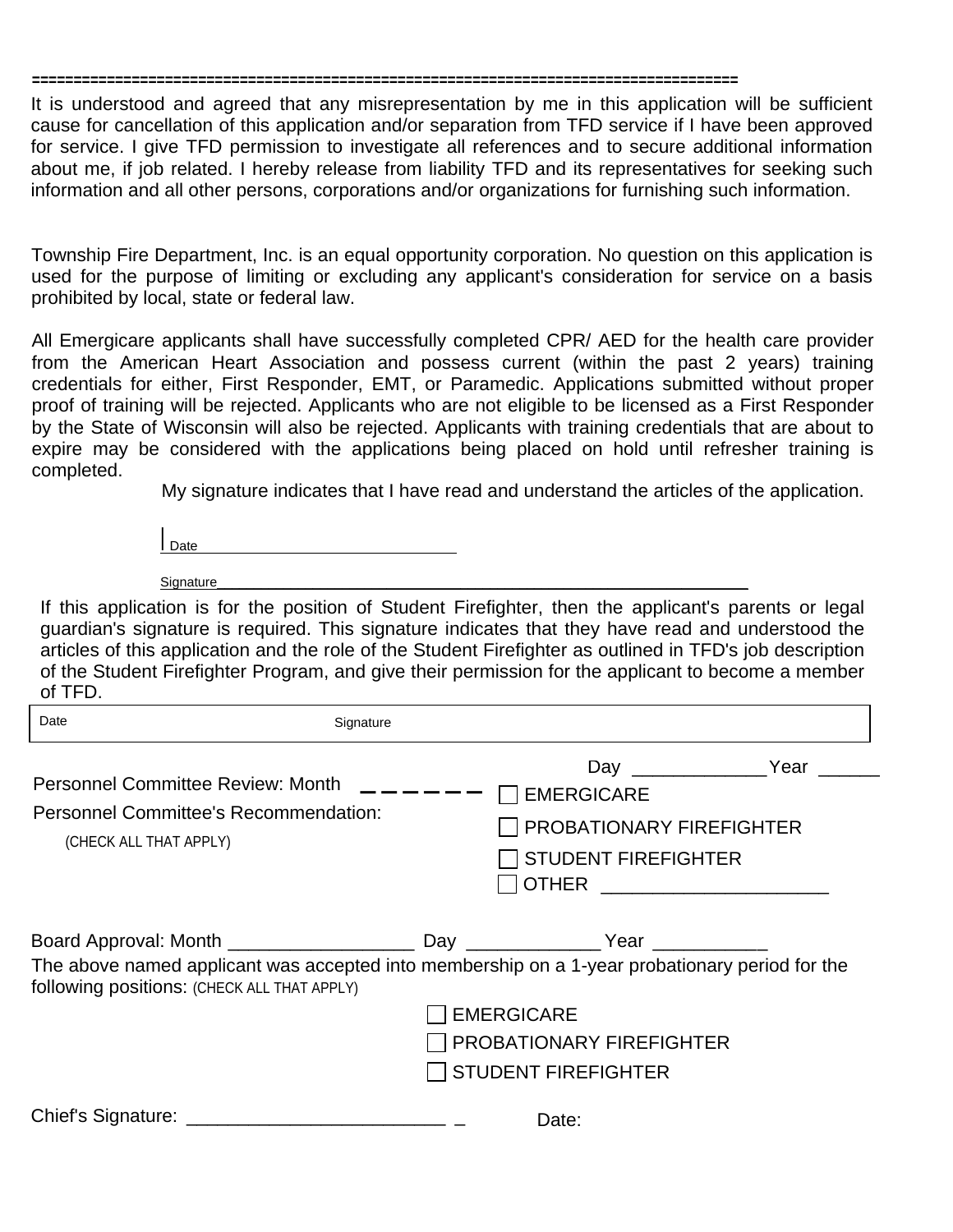=====================================================================================

It is understood and agreed that any misrepresentation by me in this application will be sufficient cause for cancellation of this application and/or separation from TFD service if I have been approved for service. I give TFD permission to investigate all references and to secure additional information about me, if job related. I hereby release from liability TFD and its representatives for seeking such information and all other persons, corporations and/or organizations for furnishing such information.

Township Fire Department, Inc. is an equal opportunity corporation. No question on this application is used for the purpose of limiting or excluding any applicant's consideration for service on a basis prohibited by local, state or federal law.

All Emergicare applicants shall have successfully completed CPR/ AED for the health care provider from the American Heart Association and possess current (within the past 2 years) training credentials for either, First Responder, EMT, or Paramedic. Applications submitted without proper proof of training will be rejected. Applicants who are not eligible to be licensed as a First Responder by the State of Wisconsin will also be rejected. Applicants with training credentials that are about to expire may be considered with the applications being placed on hold until refresher training is completed.

My signature indicates that I have read and understand the articles of the application.

Date ______________________________

Signature ____________________________________________________________

If this application is for the position of Student Firefighter, then the applicant's parents or legal guardian's signature is required. This signature indicates that they have read and understood the articles of this application and the role of the Student Firefighter as outlined in TFD's job description of the Student Firefighter Program, and give their permission for the applicant to become a member of TFD.

| Date | Signature |
|---|---|
| | |

Personnel Committee Review: Month ------ Day _____________ Year ______

Personnel Committee's Recommendation: (CHECK ALL THAT APPLY)

- ☐ EMERGICARE
- ☐ PROBATIONARY FIREFIGHTER
- ☐ STUDENT FIREFIGHTER
- ☐ OTHER ______________________

Board Approval: Month __________________ Day _____________ Year ___________

The above named applicant was accepted into membership on a 1-year probationary period for the following positions: (CHECK ALL THAT APPLY)

- ☐ EMERGICARE
- ☐ PROBATIONARY FIREFIGHTER
- ☐ STUDENT FIREFIGHTER

Chief's Signature: _________________________ _ Date: